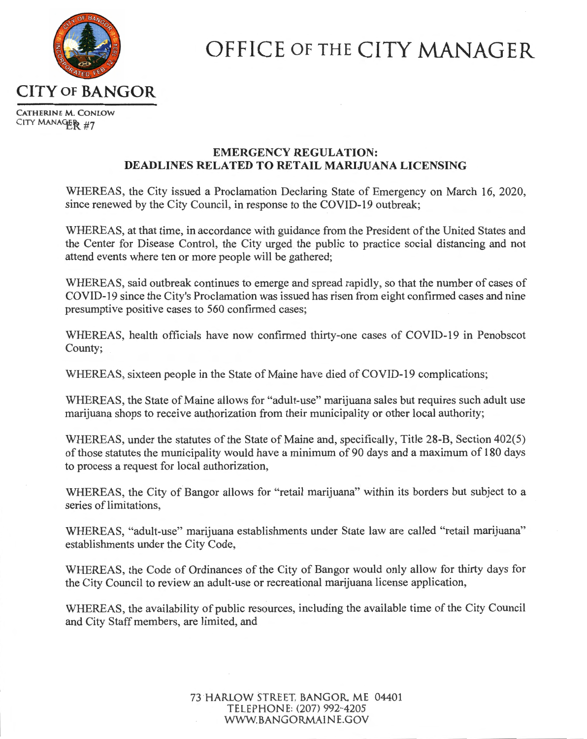# OFFICE OF THE CITY MANAGER

**CITY OF BANGOR**

CATHERINE M. CONLOW
CITY MANAGER #7

## EMERGENCY REGULATION: DEADLINES RELATED TO RETAIL MARIJUANA LICENSING

WHEREAS, the City issued a Proclamation Declaring State of Emergency on March 16, 2020, since renewed by the City Council, in response to the COVID-19 outbreak;

WHEREAS, at that time, in accordance with guidance from the President of the United States and the Center for Disease Control, the City urged the public to practice social distancing and not attend events where ten or more people will be gathered;

WHEREAS, said outbreak continues to emerge and spread rapidly, so that the number of cases of COVID-19 since the City's Proclamation was issued has risen from eight confirmed cases and nine presumptive positive cases to 560 confirmed cases;

WHEREAS, health officials have now confirmed thirty-one cases of COVID-19 in Penobscot County;

WHEREAS, sixteen people in the State of Maine have died of COVID-19 complications;

WHEREAS, the State of Maine allows for "adult-use" marijuana sales but requires such adult use marijuana shops to receive authorization from their municipality or other local authority;

WHEREAS, under the statutes of the State of Maine and, specifically, Title 28-B, Section 402(5) of those statutes the municipality would have a minimum of 90 days and a maximum of 180 days to process a request for local authorization,

WHEREAS, the City of Bangor allows for "retail marijuana" within its borders but subject to a series of limitations,

WHEREAS, "adult-use" marijuana establishments under State law are called "retail marijuana" establishments under the City Code,

WHEREAS, the Code of Ordinances of the City of Bangor would only allow for thirty days for the City Council to review an adult-use or recreational marijuana license application,

WHEREAS, the availability of public resources, including the available time of the City Council and City Staff members, are limited, and

73 HARLOW STREET, BANGOR, ME 04401
TELEPHONE: (207) 992-4205
WWW.BANGORMAINE.GOV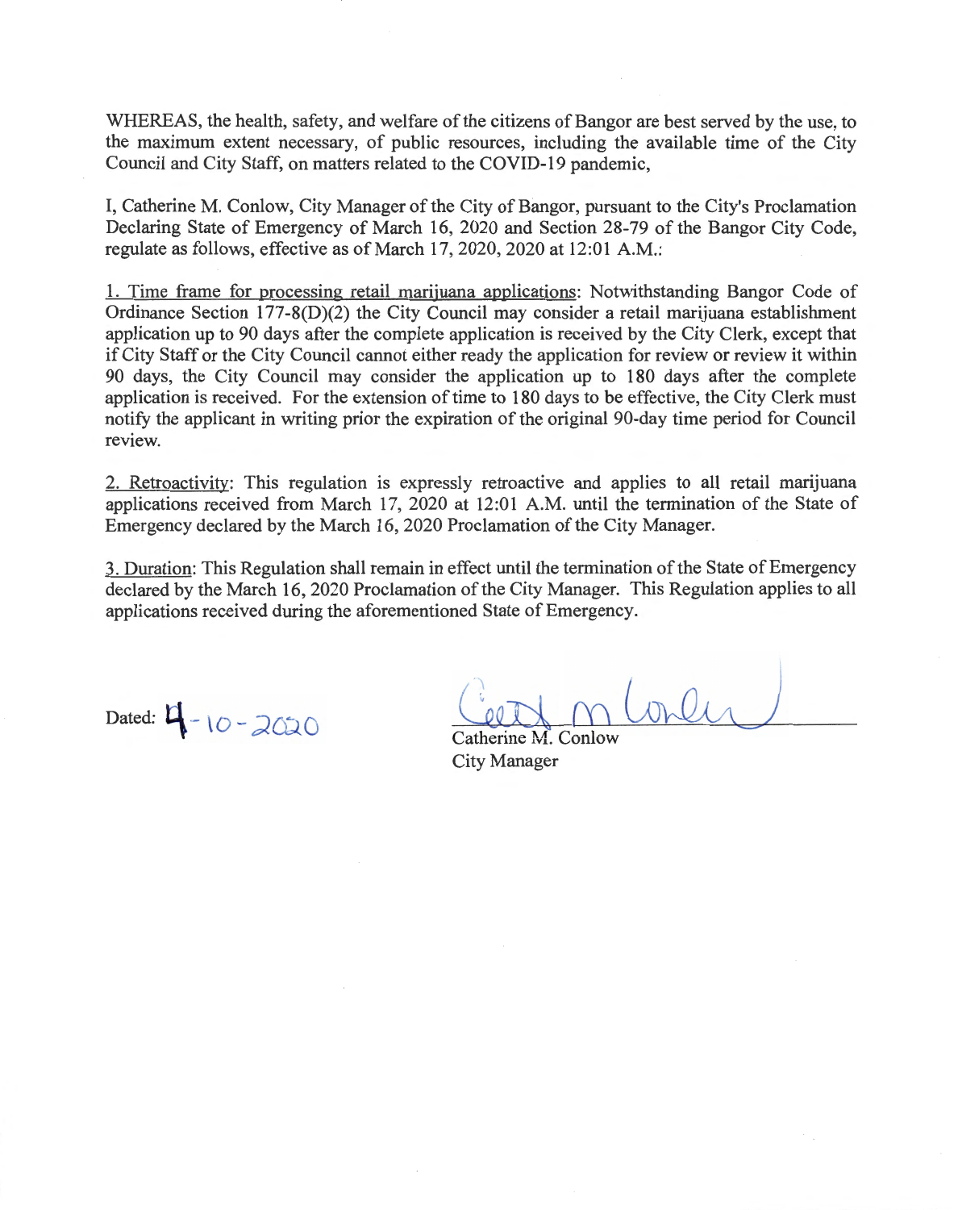WHEREAS, the health, safety, and welfare of the citizens of Bangor are best served by the use, to the maximum extent necessary, of public resources, including the available time of the City Council and City Staff, on matters related to the COVID-19 pandemic,

I, Catherine M. Conlow, City Manager of the City of Bangor, pursuant to the City's Proclamation Declaring State of Emergency of March 16, 2020 and Section 28-79 of the Bangor City Code, regulate as follows, effective as of March 17, 2020, 2020 at 12:01 A.M.:

1. Time frame for processing retail marijuana applications: Notwithstanding Bangor Code of Ordinance Section 177-8(D)(2) the City Council may consider a retail marijuana establishment application up to 90 days after the complete application is received by the City Clerk, except that if City Staff or the City Council cannot either ready the application for review or review it within 90 days, the City Council may consider the application up to 180 days after the complete application is received. For the extension of time to 180 days to be effective, the City Clerk must notify the applicant in writing prior the expiration of the original 90-day time period for Council review.

2. Retroactivity: This regulation is expressly retroactive and applies to all retail marijuana applications received from March 17, 2020 at 12:01 A.M. until the termination of the State of Emergency declared by the March 16, 2020 Proclamation of the City Manager.

3. Duration: This Regulation shall remain in effect until the termination of the State of Emergency declared by the March 16, 2020 Proclamation of the City Manager. This Regulation applies to all applications received during the aforementioned State of Emergency.

Dated: 4-10-2020

Catherine M. Conlow
City Manager